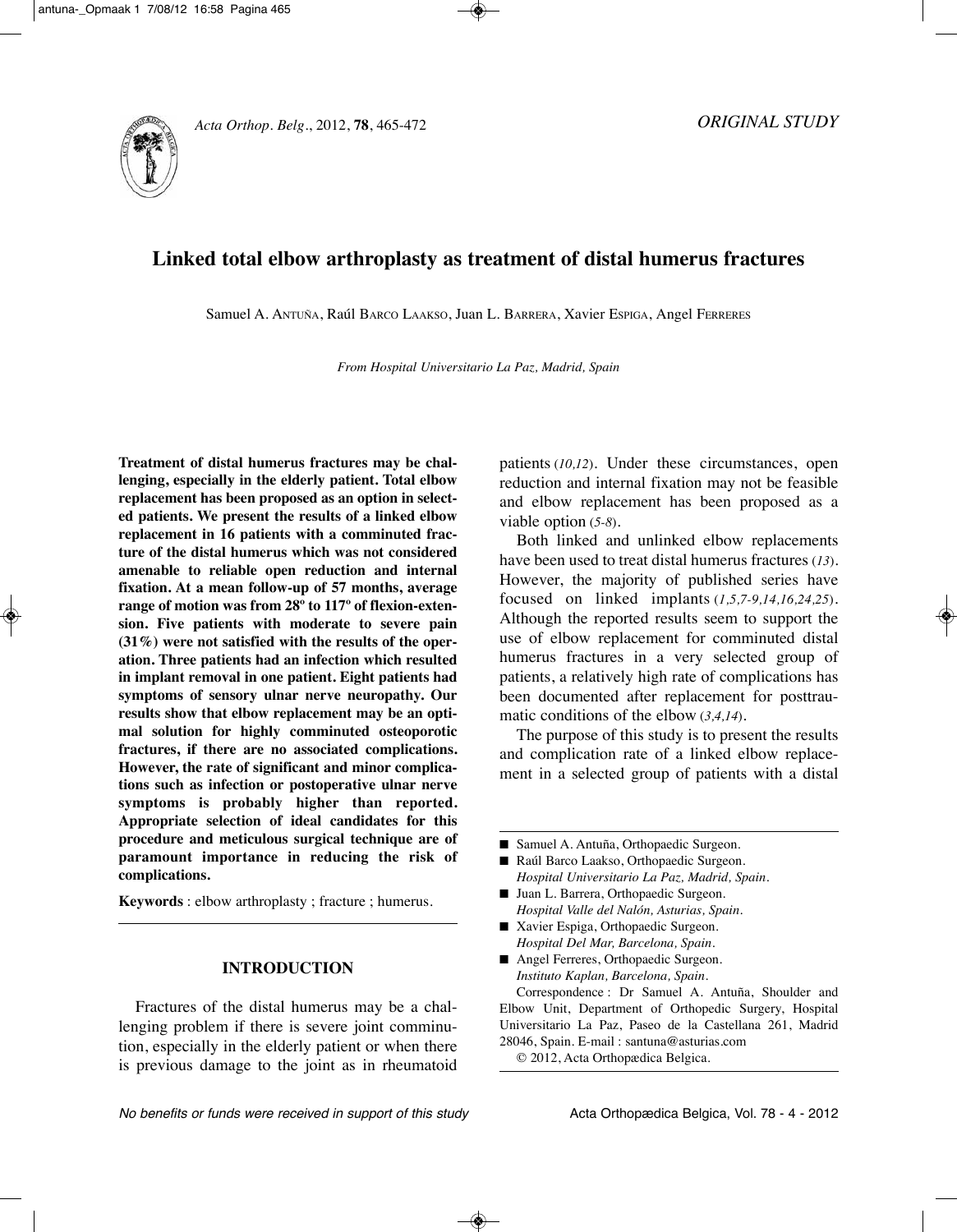*ORIGINAL STUDY*

# Linked total elbow arthroplasty as treatment of distal humerus fractures

Samuel A. Antuña, Raúl Barco Laakso, Juan L. Barrera, Xavier Espiga, Angel Ferreres

*From Hospital Universitario La Paz, Madrid, Spain*

**Treatment of distal humerus fractures may be challenging, especially in the elderly patient. Total elbow replacement has been proposed as an option in selected patients. We present the results of a linked elbow replacement in 16 patients with a comminuted fracture of the distal humerus which was not considered amenable to reliable open reduction and internal fixation. At a mean follow-up of 57 months, average range of motion was from 28º to 117º of flexion-extension. Five patients with moderate to severe pain (31%) were not satisfied with the results of the operation. Three patients had an infection which resulted in implant removal in one patient. Eight patients had symptoms of sensory ulnar nerve neuropathy. Our results show that elbow replacement may be an optimal solution for highly comminuted osteoporotic fractures, if there are no associated complications. However, the rate of significant and minor complications such as infection or postoperative ulnar nerve symptoms is probably higher than reported. Appropriate selection of ideal candidates for this procedure and meticulous surgical technique are of paramount importance in reducing the risk of complications.**

**Keywords** : elbow arthroplasty ; fracture ; humerus.

## INTRODUCTION

Fractures of the distal humerus may be a challenging problem if there is severe joint comminution, especially in the elderly patient or when there is previous damage to the joint as in rheumatoid patients (*10,12*). Under these circumstances, open reduction and internal fixation may not be feasible and elbow replacement has been proposed as a viable option (*5-8*).

Both linked and unlinked elbow replacements have been used to treat distal humerus fractures (*13*). However, the majority of published series have focused on linked implants (*1,5,7-9,14,16,24,25*). Although the reported results seem to support the use of elbow replacement for comminuted distal humerus fractures in a very selected group of patients, a relatively high rate of complications has been documented after replacement for posttraumatic conditions of the elbow (*3,4,14*).

The purpose of this study is to present the results and complication rate of a linked elbow replacement in a selected group of patients with a distal

- Samuel A. Antuña, Orthopaedic Surgeon.
- Raúl Barco Laakso, Orthopaedic Surgeon.
  *Hospital Universitario La Paz, Madrid, Spain.*
- Juan L. Barrera, Orthopaedic Surgeon.
  *Hospital Valle del Nalón, Asturias, Spain.*
- Xavier Espiga, Orthopaedic Surgeon.
  *Hospital Del Mar, Barcelona, Spain.*
- Angel Ferreres, Orthopaedic Surgeon.
  *Instituto Kaplan, Barcelona, Spain.*

Correspondence : Dr Samuel A. Antuña, Shoulder and Elbow Unit, Department of Orthopedic Surgery, Hospital Universitario La Paz, Paseo de la Castellana 261, Madrid 28046, Spain. E-mail : santuna@asturias.com

© 2012, Acta Orthopædica Belgica.

*No benefits or funds were received in support of this study*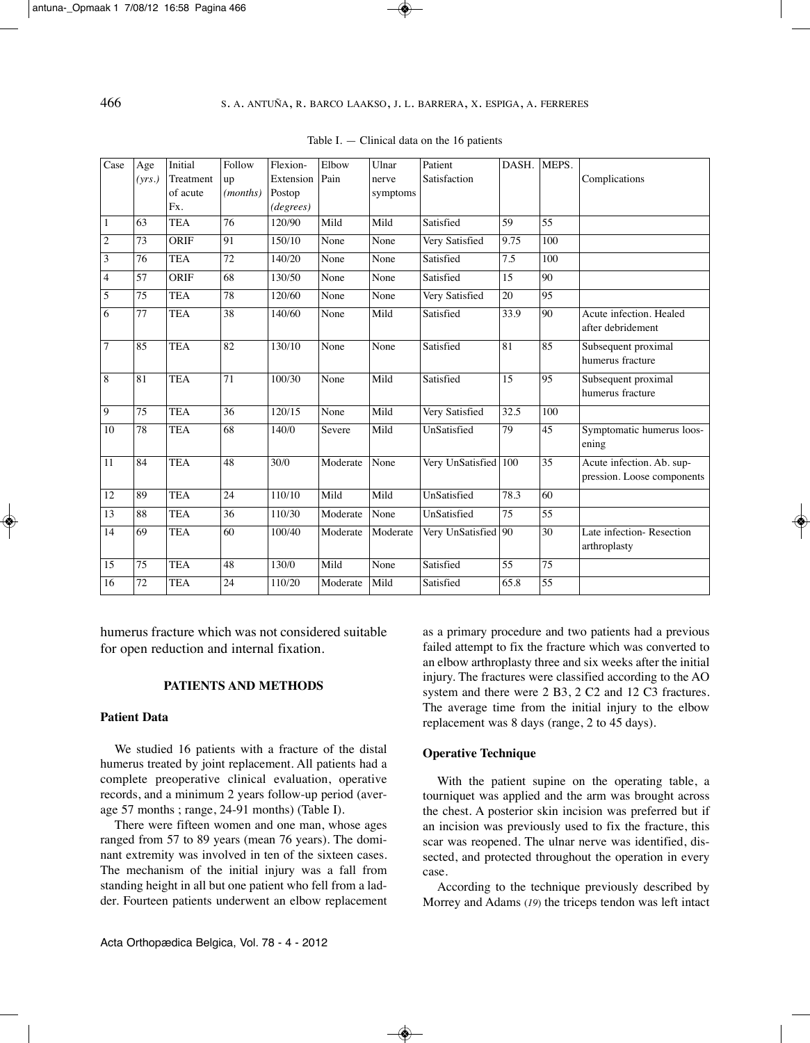Table I. — Clinical data on the 16 patients

| Case | Age (*yrs.*) | Initial Treatment of acute Fx. | Follow up (*months*) | Flexion-Extension Postop (*degrees*) | Elbow Pain | Ulnar nerve symptoms | Patient Satisfaction | DASH. | MEPS. | Complications |
|---|---|---|---|---|---|---|---|---|---|---|
| 1 | 63 | TEA | 76 | 120/90 | Mild | Mild | Satisfied | 59 | 55 | |
| 2 | 73 | ORIF | 91 | 150/10 | None | None | Very Satisfied | 9.75 | 100 | |
| 3 | 76 | TEA | 72 | 140/20 | None | None | Satisfied | 7.5 | 100 | |
| 4 | 57 | ORIF | 68 | 130/50 | None | None | Satisfied | 15 | 90 | |
| 5 | 75 | TEA | 78 | 120/60 | None | None | Very Satisfied | 20 | 95 | |
| 6 | 77 | TEA | 38 | 140/60 | None | Mild | Satisfied | 33.9 | 90 | Acute infection. Healed after debridement |
| 7 | 85 | TEA | 82 | 130/10 | None | None | Satisfied | 81 | 85 | Subsequent proximal humerus fracture |
| 8 | 81 | TEA | 71 | 100/30 | None | Mild | Satisfied | 15 | 95 | Subsequent proximal humerus fracture |
| 9 | 75 | TEA | 36 | 120/15 | None | Mild | Very Satisfied | 32.5 | 100 | |
| 10 | 78 | TEA | 68 | 140/0 | Severe | Mild | UnSatisfied | 79 | 45 | Symptomatic humerus loosening |
| 11 | 84 | TEA | 48 | 30/0 | Moderate | None | Very UnSatisfied | 100 | 35 | Acute infection. Ab. suppression. Loose components |
| 12 | 89 | TEA | 24 | 110/10 | Mild | Mild | UnSatisfied | 78.3 | 60 | |
| 13 | 88 | TEA | 36 | 110/30 | Moderate | None | UnSatisfied | 75 | 55 | |
| 14 | 69 | TEA | 60 | 100/40 | Moderate | Moderate | Very UnSatisfied | 90 | 30 | Late infection- Resection arthroplasty |
| 15 | 75 | TEA | 48 | 130/0 | Mild | None | Satisfied | 55 | 75 | |
| 16 | 72 | TEA | 24 | 110/20 | Moderate | Mild | Satisfied | 65.8 | 55 | |

humerus fracture which was not considered suitable for open reduction and internal fixation.

## PATIENTS AND METHODS

### Patient Data

We studied 16 patients with a fracture of the distal humerus treated by joint replacement. All patients had a complete preoperative clinical evaluation, operative records, and a minimum 2 years follow-up period (average 57 months ; range, 24-91 months) (Table I).

There were fifteen women and one man, whose ages ranged from 57 to 89 years (mean 76 years). The dominant extremity was involved in ten of the sixteen cases. The mechanism of the initial injury was a fall from standing height in all but one patient who fell from a ladder. Fourteen patients underwent an elbow replacement as a primary procedure and two patients had a previous failed attempt to fix the fracture which was converted to an elbow arthroplasty three and six weeks after the initial injury. The fractures were classified according to the AO system and there were 2 B3, 2 C2 and 12 C3 fractures. The average time from the initial injury to the elbow replacement was 8 days (range, 2 to 45 days).

### Operative Technique

With the patient supine on the operating table, a tourniquet was applied and the arm was brought across the chest. A posterior skin incision was preferred but if an incision was previously used to fix the fracture, this scar was reopened. The ulnar nerve was identified, dissected, and protected throughout the operation in every case.

According to the technique previously described by Morrey and Adams (*19*) the triceps tendon was left intact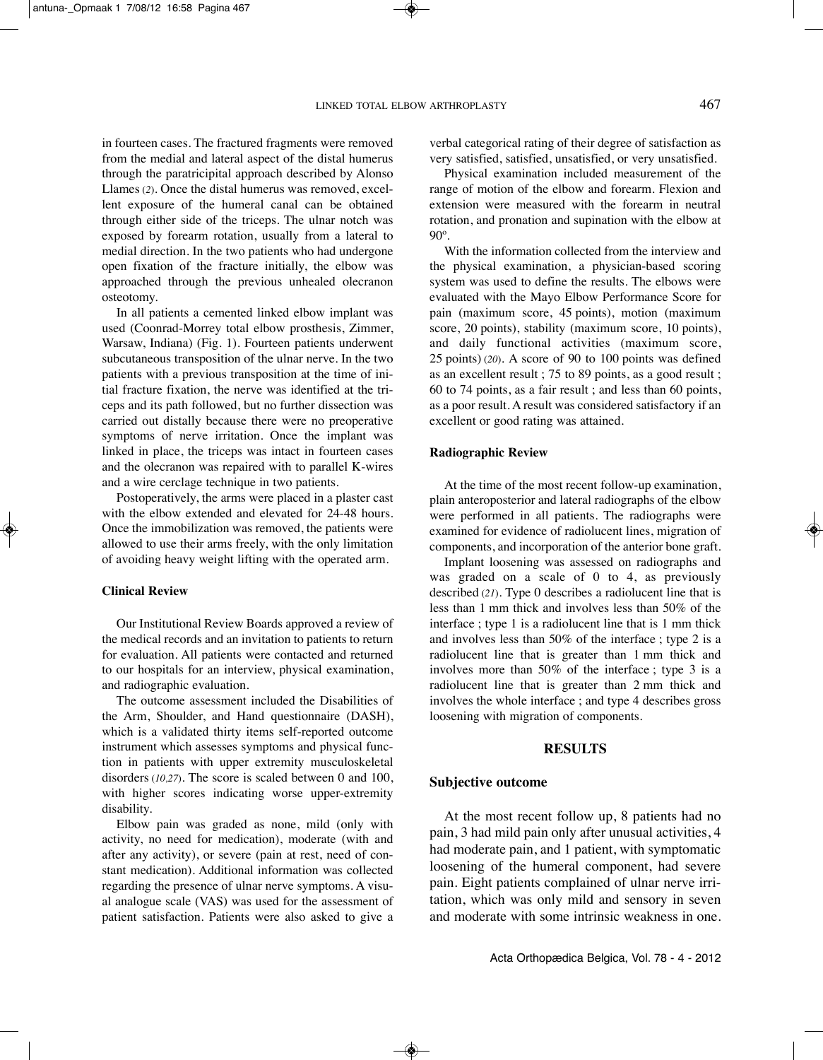in fourteen cases. The fractured fragments were removed from the medial and lateral aspect of the distal humerus through the paratricipital approach described by Alonso Llames (2). Once the distal humerus was removed, excellent exposure of the humeral canal can be obtained through either side of the triceps. The ulnar notch was exposed by forearm rotation, usually from a lateral to medial direction. In the two patients who had undergone open fixation of the fracture initially, the elbow was approached through the previous unhealed olecranon osteotomy.

In all patients a cemented linked elbow implant was used (Coonrad-Morrey total elbow prosthesis, Zimmer, Warsaw, Indiana) (Fig. 1). Fourteen patients underwent subcutaneous transposition of the ulnar nerve. In the two patients with a previous transposition at the time of initial fracture fixation, the nerve was identified at the triceps and its path followed, but no further dissection was carried out distally because there were no preoperative symptoms of nerve irritation. Once the implant was linked in place, the triceps was intact in fourteen cases and the olecranon was repaired with to parallel K-wires and a wire cerclage technique in two patients.

Postoperatively, the arms were placed in a plaster cast with the elbow extended and elevated for 24-48 hours. Once the immobilization was removed, the patients were allowed to use their arms freely, with the only limitation of avoiding heavy weight lifting with the operated arm.

### Clinical Review

Our Institutional Review Boards approved a review of the medical records and an invitation to patients to return for evaluation. All patients were contacted and returned to our hospitals for an interview, physical examination, and radiographic evaluation.

The outcome assessment included the Disabilities of the Arm, Shoulder, and Hand questionnaire (DASH), which is a validated thirty items self-reported outcome instrument which assesses symptoms and physical function in patients with upper extremity musculoskeletal disorders (10,27). The score is scaled between 0 and 100, with higher scores indicating worse upper-extremity disability.

Elbow pain was graded as none, mild (only with activity, no need for medication), moderate (with and after any activity), or severe (pain at rest, need of constant medication). Additional information was collected regarding the presence of ulnar nerve symptoms. A visual analogue scale (VAS) was used for the assessment of patient satisfaction. Patients were also asked to give a verbal categorical rating of their degree of satisfaction as very satisfied, satisfied, unsatisfied, or very unsatisfied.

Physical examination included measurement of the range of motion of the elbow and forearm. Flexion and extension were measured with the forearm in neutral rotation, and pronation and supination with the elbow at 90º.

With the information collected from the interview and the physical examination, a physician-based scoring system was used to define the results. The elbows were evaluated with the Mayo Elbow Performance Score for pain (maximum score, 45 points), motion (maximum score, 20 points), stability (maximum score, 10 points), and daily functional activities (maximum score, 25 points) (20). A score of 90 to 100 points was defined as an excellent result ; 75 to 89 points, as a good result ; 60 to 74 points, as a fair result ; and less than 60 points, as a poor result. A result was considered satisfactory if an excellent or good rating was attained.

### Radiographic Review

At the time of the most recent follow-up examination, plain anteroposterior and lateral radiographs of the elbow were performed in all patients. The radiographs were examined for evidence of radiolucent lines, migration of components, and incorporation of the anterior bone graft.

Implant loosening was assessed on radiographs and was graded on a scale of 0 to 4, as previously described (21). Type 0 describes a radiolucent line that is less than 1 mm thick and involves less than 50% of the interface ; type 1 is a radiolucent line that is 1 mm thick and involves less than 50% of the interface ; type 2 is a radiolucent line that is greater than 1 mm thick and involves more than 50% of the interface ; type 3 is a radiolucent line that is greater than 2 mm thick and involves the whole interface ; and type 4 describes gross loosening with migration of components.

## RESULTS

### Subjective outcome

At the most recent follow up, 8 patients had no pain, 3 had mild pain only after unusual activities, 4 had moderate pain, and 1 patient, with symptomatic loosening of the humeral component, had severe pain. Eight patients complained of ulnar nerve irritation, which was only mild and sensory in seven and moderate with some intrinsic weakness in one.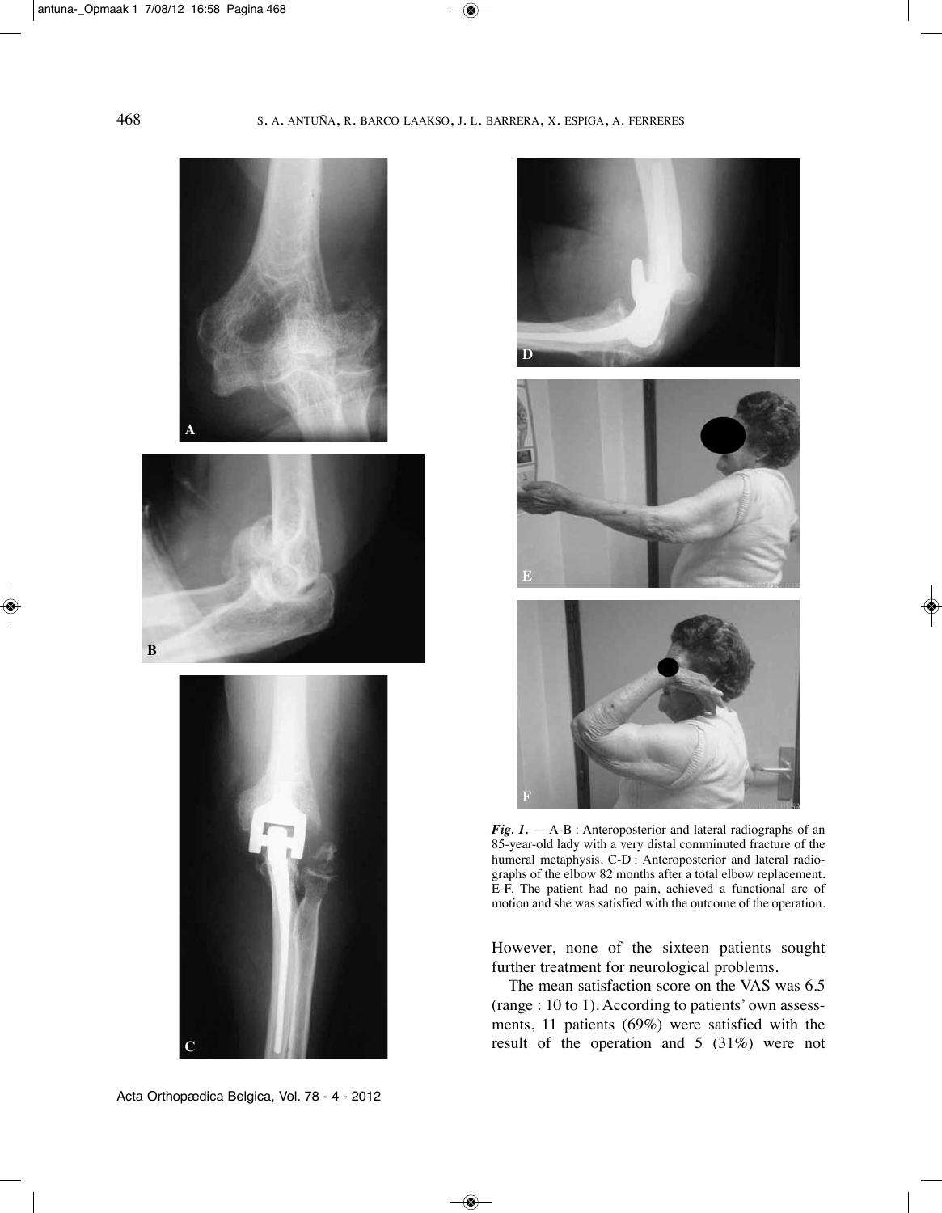*Fig. 1.* — A-B : Anteroposterior and lateral radiographs of an 85-year-old lady with a very distal comminuted fracture of the humeral metaphysis. C-D : Anteroposterior and lateral radiographs of the elbow 82 months after a total elbow replacement. E-F. The patient had no pain, achieved a functional arc of motion and she was satisfied with the outcome of the operation.

However, none of the sixteen patients sought further treatment for neurological problems.

The mean satisfaction score on the VAS was 6.5 (range : 10 to 1). According to patients' own assessments, 11 patients (69%) were satisfied with the result of the operation and 5 (31%) were not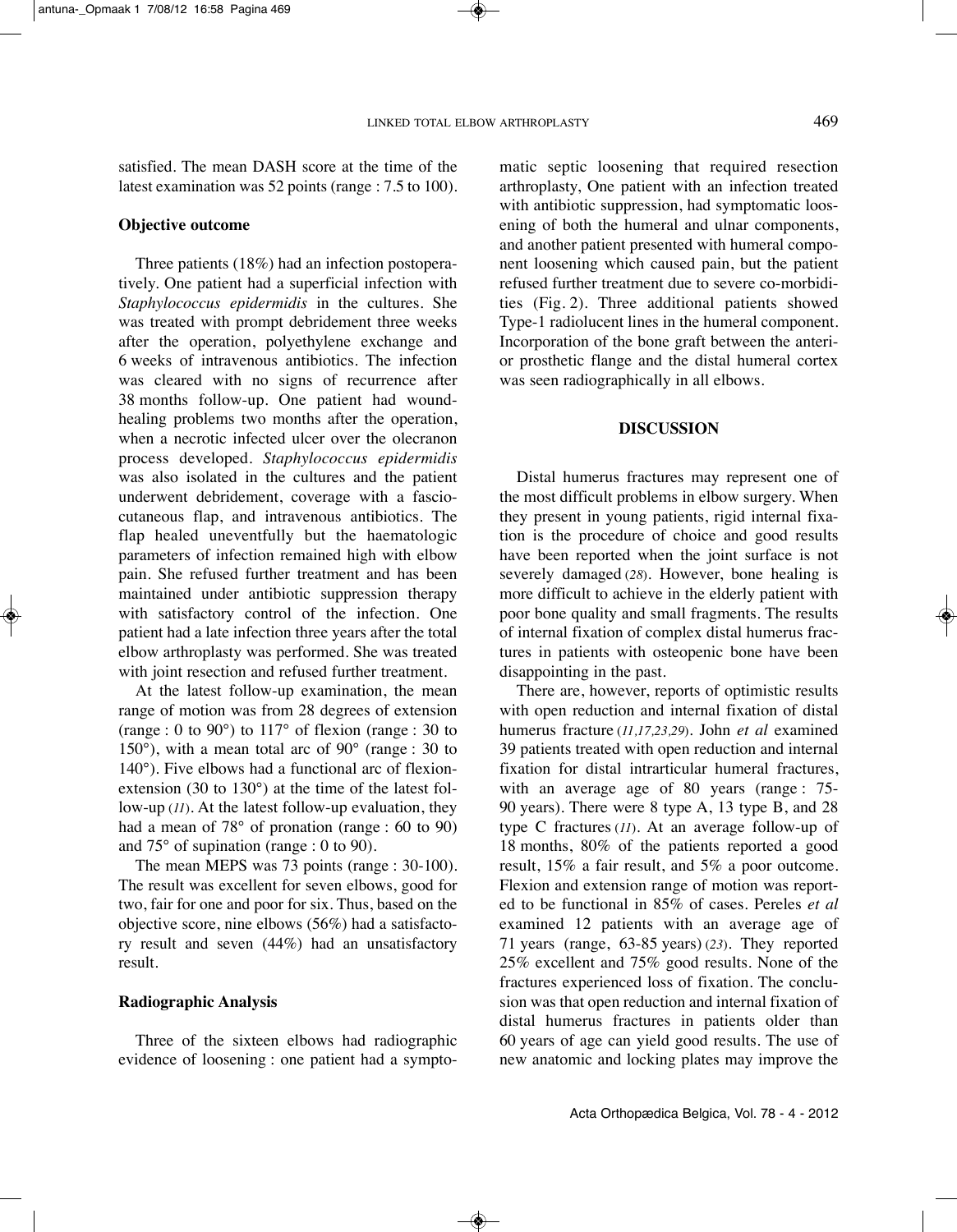satisfied. The mean DASH score at the time of the latest examination was 52 points (range : 7.5 to 100).

### Objective outcome

Three patients (18%) had an infection postoperatively. One patient had a superficial infection with *Staphylococcus epidermidis* in the cultures. She was treated with prompt debridement three weeks after the operation, polyethylene exchange and 6 weeks of intravenous antibiotics. The infection was cleared with no signs of recurrence after 38 months follow-up. One patient had wound-healing problems two months after the operation, when a necrotic infected ulcer over the olecranon process developed. *Staphylococcus epidermidis* was also isolated in the cultures and the patient underwent debridement, coverage with a fasciocutaneous flap, and intravenous antibiotics. The flap healed uneventfully but the haematologic parameters of infection remained high with elbow pain. She refused further treatment and has been maintained under antibiotic suppression therapy with satisfactory control of the infection. One patient had a late infection three years after the total elbow arthroplasty was performed. She was treated with joint resection and refused further treatment.

At the latest follow-up examination, the mean range of motion was from 28 degrees of extension (range : 0 to 90°) to 117° of flexion (range : 30 to 150°), with a mean total arc of 90° (range : 30 to 140°). Five elbows had a functional arc of flexion-extension (30 to 130°) at the time of the latest follow-up (*11*). At the latest follow-up evaluation, they had a mean of 78° of pronation (range : 60 to 90) and 75° of supination (range : 0 to 90).

The mean MEPS was 73 points (range : 30-100). The result was excellent for seven elbows, good for two, fair for one and poor for six. Thus, based on the objective score, nine elbows (56%) had a satisfactory result and seven (44%) had an unsatisfactory result.

### Radiographic Analysis

Three of the sixteen elbows had radiographic evidence of loosening : one patient had a symptomatic septic loosening that required resection arthroplasty, One patient with an infection treated with antibiotic suppression, had symptomatic loosening of both the humeral and ulnar components, and another patient presented with humeral component loosening which caused pain, but the patient refused further treatment due to severe co-morbidities (Fig. 2). Three additional patients showed Type-1 radiolucent lines in the humeral component. Incorporation of the bone graft between the anterior prosthetic flange and the distal humeral cortex was seen radiographically in all elbows.

## DISCUSSION

Distal humerus fractures may represent one of the most difficult problems in elbow surgery. When they present in young patients, rigid internal fixation is the procedure of choice and good results have been reported when the joint surface is not severely damaged (*28*). However, bone healing is more difficult to achieve in the elderly patient with poor bone quality and small fragments. The results of internal fixation of complex distal humerus fractures in patients with osteopenic bone have been disappointing in the past.

There are, however, reports of optimistic results with open reduction and internal fixation of distal humerus fracture (*11,17,23,29*). John *et al* examined 39 patients treated with open reduction and internal fixation for distal intrarticular humeral fractures, with an average age of 80 years (range : 75-90 years). There were 8 type A, 13 type B, and 28 type C fractures (*11*). At an average follow-up of 18 months, 80% of the patients reported a good result, 15% a fair result, and 5% a poor outcome. Flexion and extension range of motion was reported to be functional in 85% of cases. Pereles *et al* examined 12 patients with an average age of 71 years (range, 63-85 years) (*23*). They reported 25% excellent and 75% good results. None of the fractures experienced loss of fixation. The conclusion was that open reduction and internal fixation of distal humerus fractures in patients older than 60 years of age can yield good results. The use of new anatomic and locking plates may improve the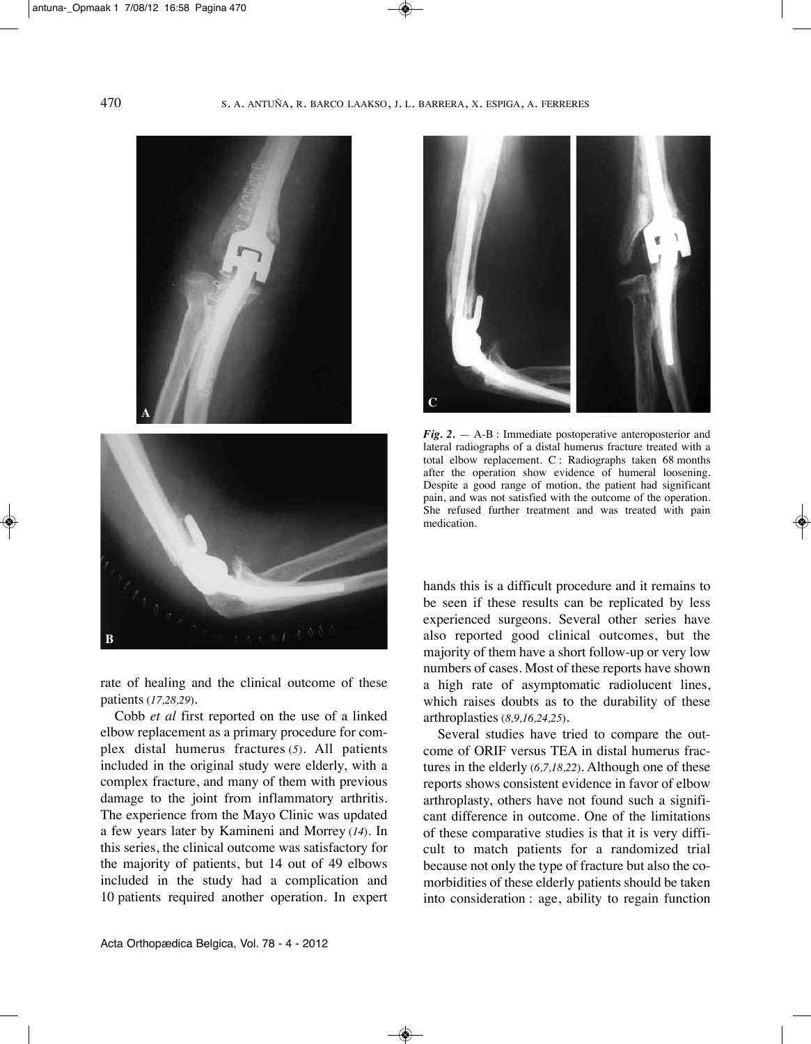*Fig. 2.* — A-B : Immediate postoperative anteroposterior and lateral radiographs of a distal humerus fracture treated with a total elbow replacement. C : Radiographs taken 68 months after the operation show evidence of humeral loosening. Despite a good range of motion, the patient had significant pain, and was not satisfied with the outcome of the operation. She refused further treatment and was treated with pain medication.

rate of healing and the clinical outcome of these patients (*17,28,29*).

Cobb *et al* first reported on the use of a linked elbow replacement as a primary procedure for complex distal humerus fractures (*5*). All patients included in the original study were elderly, with a complex fracture, and many of them with previous damage to the joint from inflammatory arthritis. The experience from the Mayo Clinic was updated a few years later by Kamineni and Morrey (*14*). In this series, the clinical outcome was satisfactory for the majority of patients, but 14 out of 49 elbows included in the study had a complication and 10 patients required another operation. In expert hands this is a difficult procedure and it remains to be seen if these results can be replicated by less experienced surgeons. Several other series have also reported good clinical outcomes, but the majority of them have a short follow-up or very low numbers of cases. Most of these reports have shown a high rate of asymptomatic radiolucent lines, which raises doubts as to the durability of these arthroplasties (*8,9,16,24,25*).

Several studies have tried to compare the outcome of ORIF versus TEA in distal humerus fractures in the elderly (*6,7,18,22*). Although one of these reports shows consistent evidence in favor of elbow arthroplasty, others have not found such a significant difference in outcome. One of the limitations of these comparative studies is that it is very difficult to match patients for a randomized trial because not only the type of fracture but also the comorbidities of these elderly patients should be taken into consideration : age, ability to regain function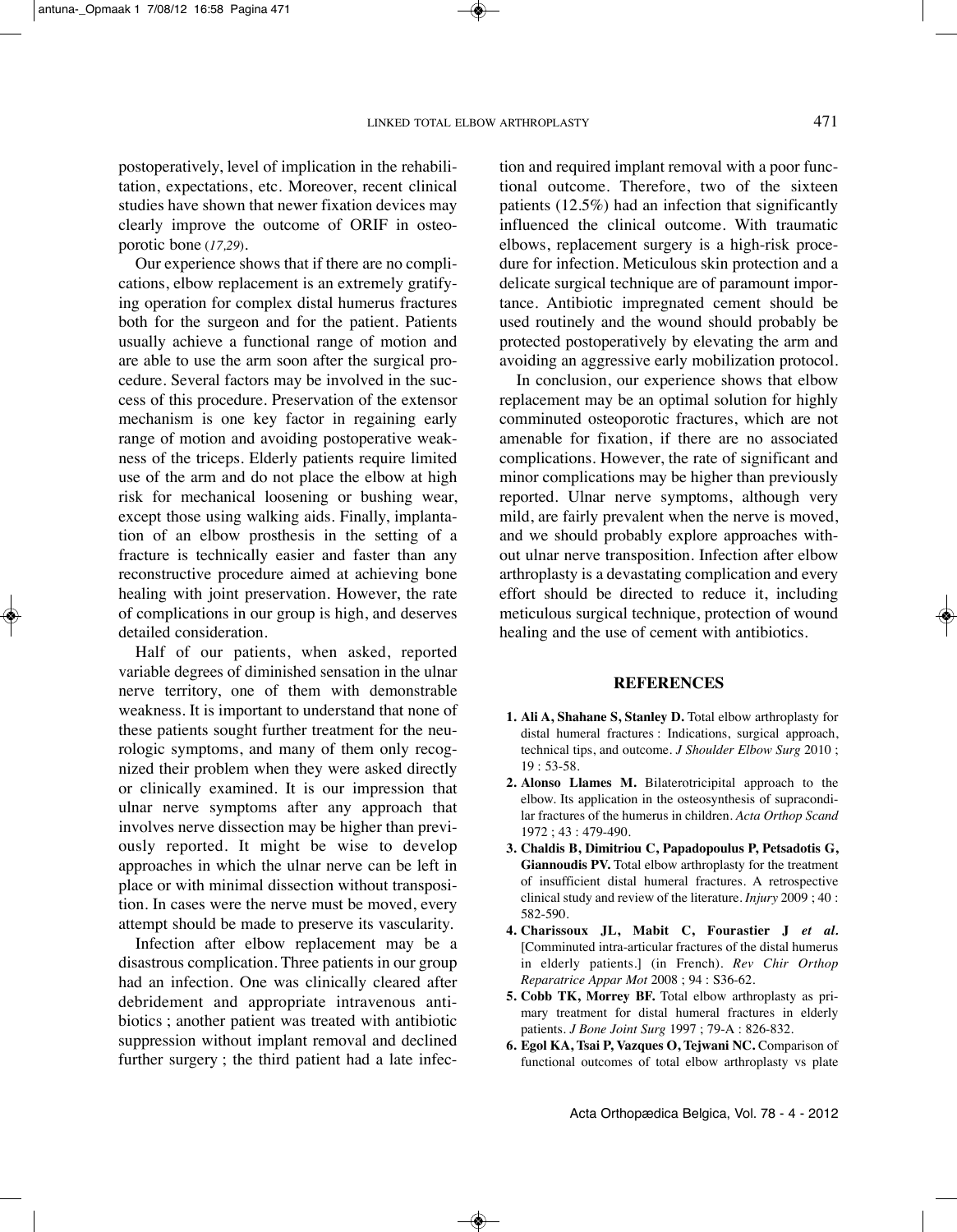postoperatively, level of implication in the rehabilitation, expectations, etc. Moreover, recent clinical studies have shown that newer fixation devices may clearly improve the outcome of ORIF in osteoporotic bone (*17,29*).

Our experience shows that if there are no complications, elbow replacement is an extremely gratifying operation for complex distal humerus fractures both for the surgeon and for the patient. Patients usually achieve a functional range of motion and are able to use the arm soon after the surgical procedure. Several factors may be involved in the success of this procedure. Preservation of the extensor mechanism is one key factor in regaining early range of motion and avoiding postoperative weakness of the triceps. Elderly patients require limited use of the arm and do not place the elbow at high risk for mechanical loosening or bushing wear, except those using walking aids. Finally, implantation of an elbow prosthesis in the setting of a fracture is technically easier and faster than any reconstructive procedure aimed at achieving bone healing with joint preservation. However, the rate of complications in our group is high, and deserves detailed consideration.

Half of our patients, when asked, reported variable degrees of diminished sensation in the ulnar nerve territory, one of them with demonstrable weakness. It is important to understand that none of these patients sought further treatment for the neurologic symptoms, and many of them only recognized their problem when they were asked directly or clinically examined. It is our impression that ulnar nerve symptoms after any approach that involves nerve dissection may be higher than previously reported. It might be wise to develop approaches in which the ulnar nerve can be left in place or with minimal dissection without transposition. In cases were the nerve must be moved, every attempt should be made to preserve its vascularity.

Infection after elbow replacement may be a disastrous complication. Three patients in our group had an infection. One was clinically cleared after debridement and appropriate intravenous antibiotics ; another patient was treated with antibiotic suppression without implant removal and declined further surgery ; the third patient had a late infection and required implant removal with a poor functional outcome. Therefore, two of the sixteen patients (12.5%) had an infection that significantly influenced the clinical outcome. With traumatic elbows, replacement surgery is a high-risk procedure for infection. Meticulous skin protection and a delicate surgical technique are of paramount importance. Antibiotic impregnated cement should be used routinely and the wound should probably be protected postoperatively by elevating the arm and avoiding an aggressive early mobilization protocol.

In conclusion, our experience shows that elbow replacement may be an optimal solution for highly comminuted osteoporotic fractures, which are not amenable for fixation, if there are no associated complications. However, the rate of significant and minor complications may be higher than previously reported. Ulnar nerve symptoms, although very mild, are fairly prevalent when the nerve is moved, and we should probably explore approaches without ulnar nerve transposition. Infection after elbow arthroplasty is a devastating complication and every effort should be directed to reduce it, including meticulous surgical technique, protection of wound healing and the use of cement with antibiotics.

## REFERENCES

1. **Ali A, Shahane S, Stanley D.** Total elbow arthroplasty for distal humeral fractures : Indications, surgical approach, technical tips, and outcome. *J Shoulder Elbow Surg* 2010 ; 19 : 53-58.
2. **Alonso Llames M.** Bilaterotricipital approach to the elbow. Its application in the osteosynthesis of supracondilar fractures of the humerus in children. *Acta Orthop Scand* 1972 ; 43 : 479-490.
3. **Chaldis B, Dimitriou C, Papadopoulus P, Petsadotis G, Giannoudis PV.** Total elbow arthroplasty for the treatment of insufficient distal humeral fractures. A retrospective clinical study and review of the literature. *Injury* 2009 ; 40 : 582-590.
4. **Charissoux JL, Mabit C, Fourastier J** ***et al.*** [Comminuted intra-articular fractures of the distal humerus in elderly patients.] (in French). *Rev Chir Orthop Reparatrice Appar Mot* 2008 ; 94 : S36-62.
5. **Cobb TK, Morrey BF.** Total elbow arthroplasty as primary treatment for distal humeral fractures in elderly patients. *J Bone Joint Surg* 1997 ; 79-A : 826-832.
6. **Egol KA, Tsai P, Vazques O, Tejwani NC.** Comparison of functional outcomes of total elbow arthroplasty vs plate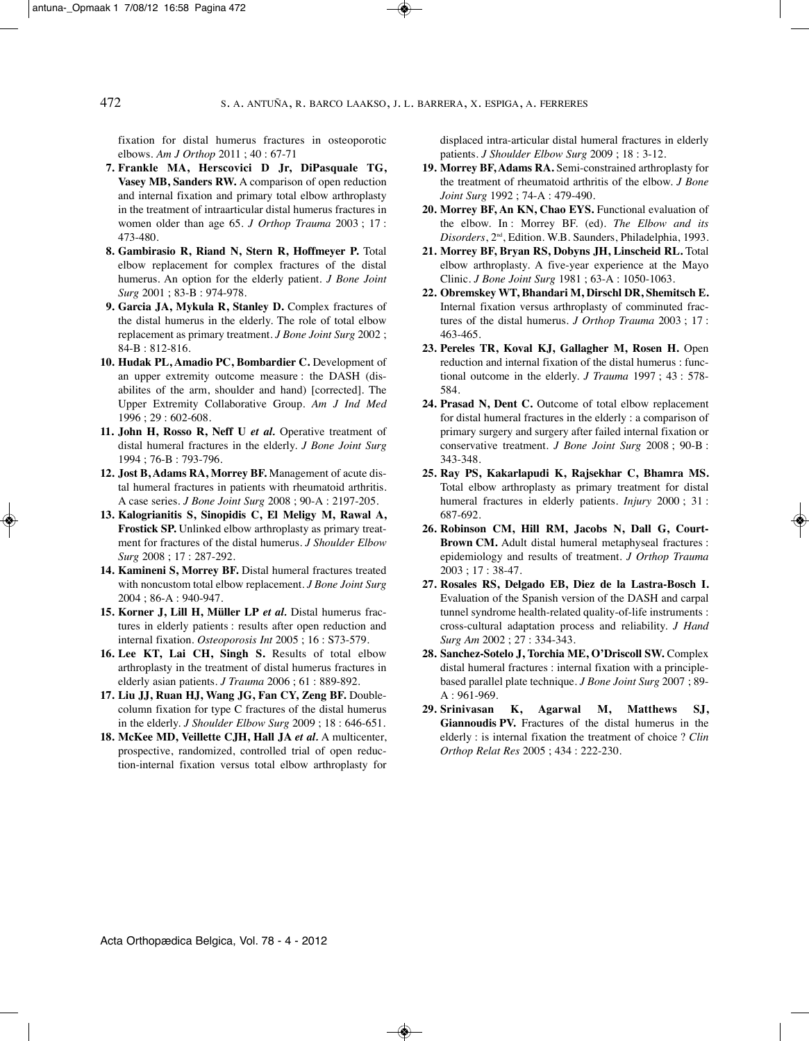fixation for distal humerus fractures in osteoporotic elbows. *Am J Orthop* 2011 ; 40 : 67-71

7. **Frankle MA, Herscovici D Jr, DiPasquale TG, Vasey MB, Sanders RW.** A comparison of open reduction and internal fixation and primary total elbow arthroplasty in the treatment of intraarticular distal humerus fractures in women older than age 65. *J Orthop Trauma* 2003 ; 17 : 473-480.
8. **Gambirasio R, Riand N, Stern R, Hoffmeyer P.** Total elbow replacement for complex fractures of the distal humerus. An option for the elderly patient. *J Bone Joint Surg* 2001 ; 83-B : 974-978.
9. **Garcia JA, Mykula R, Stanley D.** Complex fractures of the distal humerus in the elderly. The role of total elbow replacement as primary treatment. *J Bone Joint Surg* 2002 ; 84-B : 812-816.
10. **Hudak PL, Amadio PC, Bombardier C.** Development of an upper extremity outcome measure : the DASH (disabilites of the arm, shoulder and hand) [corrected]. The Upper Extremity Collaborative Group. *Am J Ind Med* 1996 ; 29 : 602-608.
11. **John H, Rosso R, Neff U *et al.*** Operative treatment of distal humeral fractures in the elderly. *J Bone Joint Surg* 1994 ; 76-B : 793-796.
12. **Jost B, Adams RA, Morrey BF.** Management of acute distal humeral fractures in patients with rheumatoid arthritis. A case series. *J Bone Joint Surg* 2008 ; 90-A : 2197-205.
13. **Kalogrianitis S, Sinopidis C, El Meligy M, Rawal A, Frostick SP.** Unlinked elbow arthroplasty as primary treatment for fractures of the distal humerus. *J Shoulder Elbow Surg* 2008 ; 17 : 287-292.
14. **Kamineni S, Morrey BF.** Distal humeral fractures treated with noncustom total elbow replacement. *J Bone Joint Surg* 2004 ; 86-A : 940-947.
15. **Korner J, Lill H, Müller LP *et al.*** Distal humerus fractures in elderly patients : results after open reduction and internal fixation. *Osteoporosis Int* 2005 ; 16 : S73-579.
16. **Lee KT, Lai CH, Singh S.** Results of total elbow arthroplasty in the treatment of distal humerus fractures in elderly asian patients. *J Trauma* 2006 ; 61 : 889-892.
17. **Liu JJ, Ruan HJ, Wang JG, Fan CY, Zeng BF.** Double-column fixation for type C fractures of the distal humerus in the elderly. *J Shoulder Elbow Surg* 2009 ; 18 : 646-651.
18. **McKee MD, Veillette CJH, Hall JA *et al.*** A multicenter, prospective, randomized, controlled trial of open reduction-internal fixation versus total elbow arthroplasty for displaced intra-articular distal humeral fractures in elderly patients. *J Shoulder Elbow Surg* 2009 ; 18 : 3-12.
19. **Morrey BF, Adams RA.** Semi-constrained arthroplasty for the treatment of rheumatoid arthritis of the elbow. *J Bone Joint Surg* 1992 ; 74-A : 479-490.
20. **Morrey BF, An KN, Chao EYS.** Functional evaluation of the elbow. In : Morrey BF. (ed). *The Elbow and its Disorders*, 2nd, Edition. W.B. Saunders, Philadelphia, 1993.
21. **Morrey BF, Bryan RS, Dobyns JH, Linscheid RL.** Total elbow arthroplasty. A five-year experience at the Mayo Clinic. *J Bone Joint Surg* 1981 ; 63-A : 1050-1063.
22. **Obremskey WT, Bhandari M, Dirschl DR, Shemitsch E.** Internal fixation versus arthroplasty of comminuted fractures of the distal humerus. *J Orthop Trauma* 2003 ; 17 : 463-465.
23. **Pereles TR, Koval KJ, Gallagher M, Rosen H.** Open reduction and internal fixation of the distal humerus : functional outcome in the elderly. *J Trauma* 1997 ; 43 : 578-584.
24. **Prasad N, Dent C.** Outcome of total elbow replacement for distal humeral fractures in the elderly : a comparison of primary surgery and surgery after failed internal fixation or conservative treatment. *J Bone Joint Surg* 2008 ; 90-B : 343-348.
25. **Ray PS, Kakarlapudi K, Rajsekhar C, Bhamra MS.** Total elbow arthroplasty as primary treatment for distal humeral fractures in elderly patients. *Injury* 2000 ; 31 : 687-692.
26. **Robinson CM, Hill RM, Jacobs N, Dall G, Court-Brown CM.** Adult distal humeral metaphyseal fractures : epidemiology and results of treatment. *J Orthop Trauma* 2003 ; 17 : 38-47.
27. **Rosales RS, Delgado EB, Diez de la Lastra-Bosch I.** Evaluation of the Spanish version of the DASH and carpal tunnel syndrome health-related quality-of-life instruments : cross-cultural adaptation process and reliability. *J Hand Surg Am* 2002 ; 27 : 334-343.
28. **Sanchez-Sotelo J, Torchia ME, O'Driscoll SW.** Complex distal humeral fractures : internal fixation with a principle-based parallel plate technique. *J Bone Joint Surg* 2007 ; 89-A : 961-969.
29. **Srinivasan K, Agarwal M, Matthews SJ, Giannoudis PV.** Fractures of the distal humerus in the elderly : is internal fixation the treatment of choice ? *Clin Orthop Relat Res* 2005 ; 434 : 222-230.